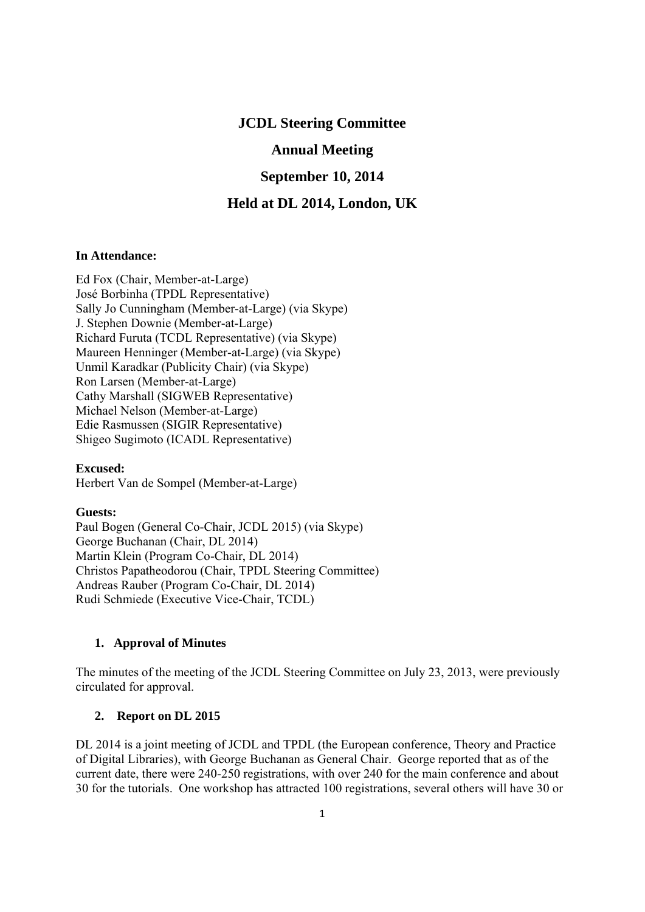# JCDL Steering Committee

## Annual Meeting

## September 10, 2014

## Held at DL 2014, London, UK

**In Attendance:**

Ed Fox (Chair, Member-at-Large)
José Borbinha (TPDL Representative)
Sally Jo Cunningham (Member-at-Large) (via Skype)
J. Stephen Downie (Member-at-Large)
Richard Furuta (TCDL Representative) (via Skype)
Maureen Henninger (Member-at-Large) (via Skype)
Unmil Karadkar (Publicity Chair) (via Skype)
Ron Larsen (Member-at-Large)
Cathy Marshall (SIGWEB Representative)
Michael Nelson (Member-at-Large)
Edie Rasmussen (SIGIR Representative)
Shigeo Sugimoto (ICADL Representative)

**Excused:**
Herbert Van de Sompel (Member-at-Large)

**Guests:**
Paul Bogen (General Co-Chair, JCDL 2015) (via Skype)
George Buchanan (Chair, DL 2014)
Martin Klein (Program Co-Chair, DL 2014)
Christos Papatheodorou (Chair, TPDL Steering Committee)
Andreas Rauber (Program Co-Chair, DL 2014)
Rudi Schmiede (Executive Vice-Chair, TCDL)

1. **Approval of Minutes**

The minutes of the meeting of the JCDL Steering Committee on July 23, 2013, were previously circulated for approval.

2. **Report on DL 2015**

DL 2014 is a joint meeting of JCDL and TPDL (the European conference, Theory and Practice of Digital Libraries), with George Buchanan as General Chair. George reported that as of the current date, there were 240-250 registrations, with over 240 for the main conference and about 30 for the tutorials. One workshop has attracted 100 registrations, several others will have 30 or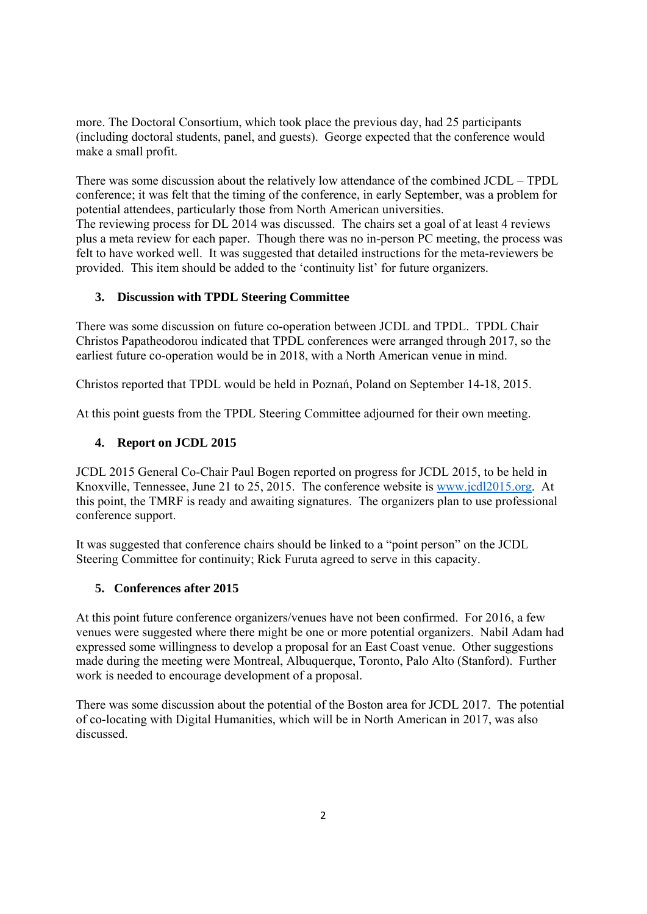more. The Doctoral Consortium, which took place the previous day, had 25 participants (including doctoral students, panel, and guests). George expected that the conference would make a small profit.

There was some discussion about the relatively low attendance of the combined JCDL – TPDL conference; it was felt that the timing of the conference, in early September, was a problem for potential attendees, particularly those from North American universities.
The reviewing process for DL 2014 was discussed. The chairs set a goal of at least 4 reviews plus a meta review for each paper. Though there was no in-person PC meeting, the process was felt to have worked well. It was suggested that detailed instructions for the meta-reviewers be provided. This item should be added to the 'continuity list' for future organizers.

### 3. Discussion with TPDL Steering Committee

There was some discussion on future co-operation between JCDL and TPDL. TPDL Chair Christos Papatheodorou indicated that TPDL conferences were arranged through 2017, so the earliest future co-operation would be in 2018, with a North American venue in mind.

Christos reported that TPDL would be held in Poznań, Poland on September 14-18, 2015.

At this point guests from the TPDL Steering Committee adjourned for their own meeting.

### 4. Report on JCDL 2015

JCDL 2015 General Co-Chair Paul Bogen reported on progress for JCDL 2015, to be held in Knoxville, Tennessee, June 21 to 25, 2015. The conference website is [www.jcdl2015.org](http://www.jcdl2015.org). At this point, the TMRF is ready and awaiting signatures. The organizers plan to use professional conference support.

It was suggested that conference chairs should be linked to a "point person" on the JCDL Steering Committee for continuity; Rick Furuta agreed to serve in this capacity.

### 5. Conferences after 2015

At this point future conference organizers/venues have not been confirmed. For 2016, a few venues were suggested where there might be one or more potential organizers. Nabil Adam had expressed some willingness to develop a proposal for an East Coast venue. Other suggestions made during the meeting were Montreal, Albuquerque, Toronto, Palo Alto (Stanford). Further work is needed to encourage development of a proposal.

There was some discussion about the potential of the Boston area for JCDL 2017. The potential of co-locating with Digital Humanities, which will be in North American in 2017, was also discussed.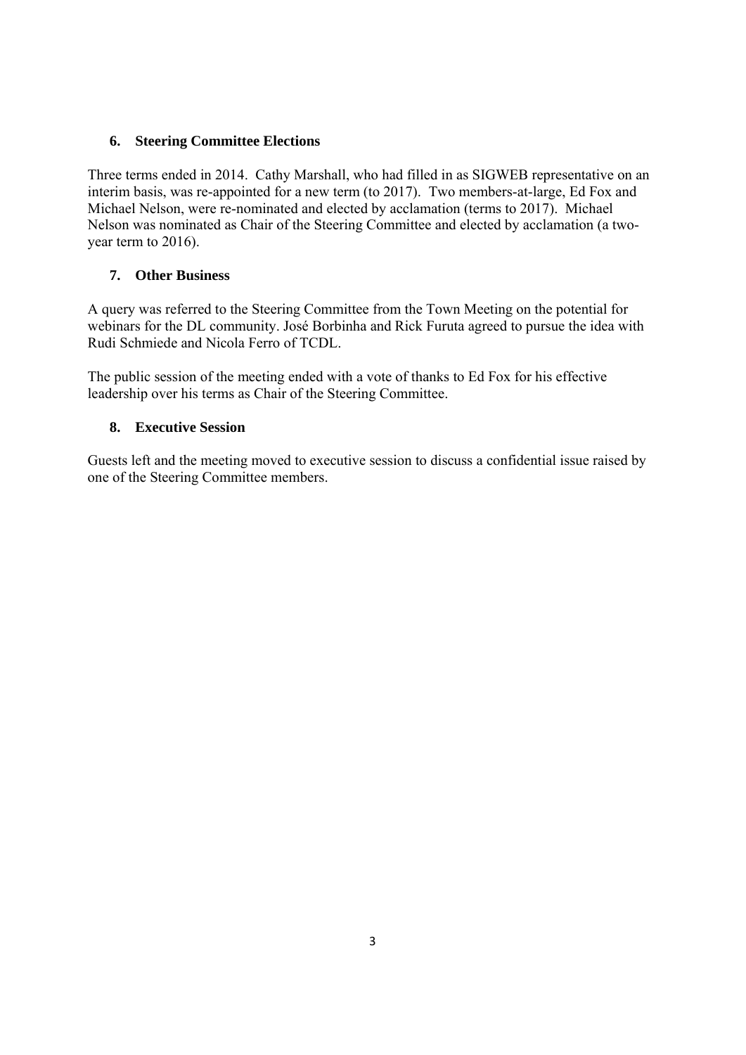## 6. Steering Committee Elections

Three terms ended in 2014. Cathy Marshall, who had filled in as SIGWEB representative on an interim basis, was re-appointed for a new term (to 2017). Two members-at-large, Ed Fox and Michael Nelson, were re-nominated and elected by acclamation (terms to 2017). Michael Nelson was nominated as Chair of the Steering Committee and elected by acclamation (a two-year term to 2016).

## 7. Other Business

A query was referred to the Steering Committee from the Town Meeting on the potential for webinars for the DL community. José Borbinha and Rick Furuta agreed to pursue the idea with Rudi Schmiede and Nicola Ferro of TCDL.

The public session of the meeting ended with a vote of thanks to Ed Fox for his effective leadership over his terms as Chair of the Steering Committee.

## 8. Executive Session

Guests left and the meeting moved to executive session to discuss a confidential issue raised by one of the Steering Committee members.